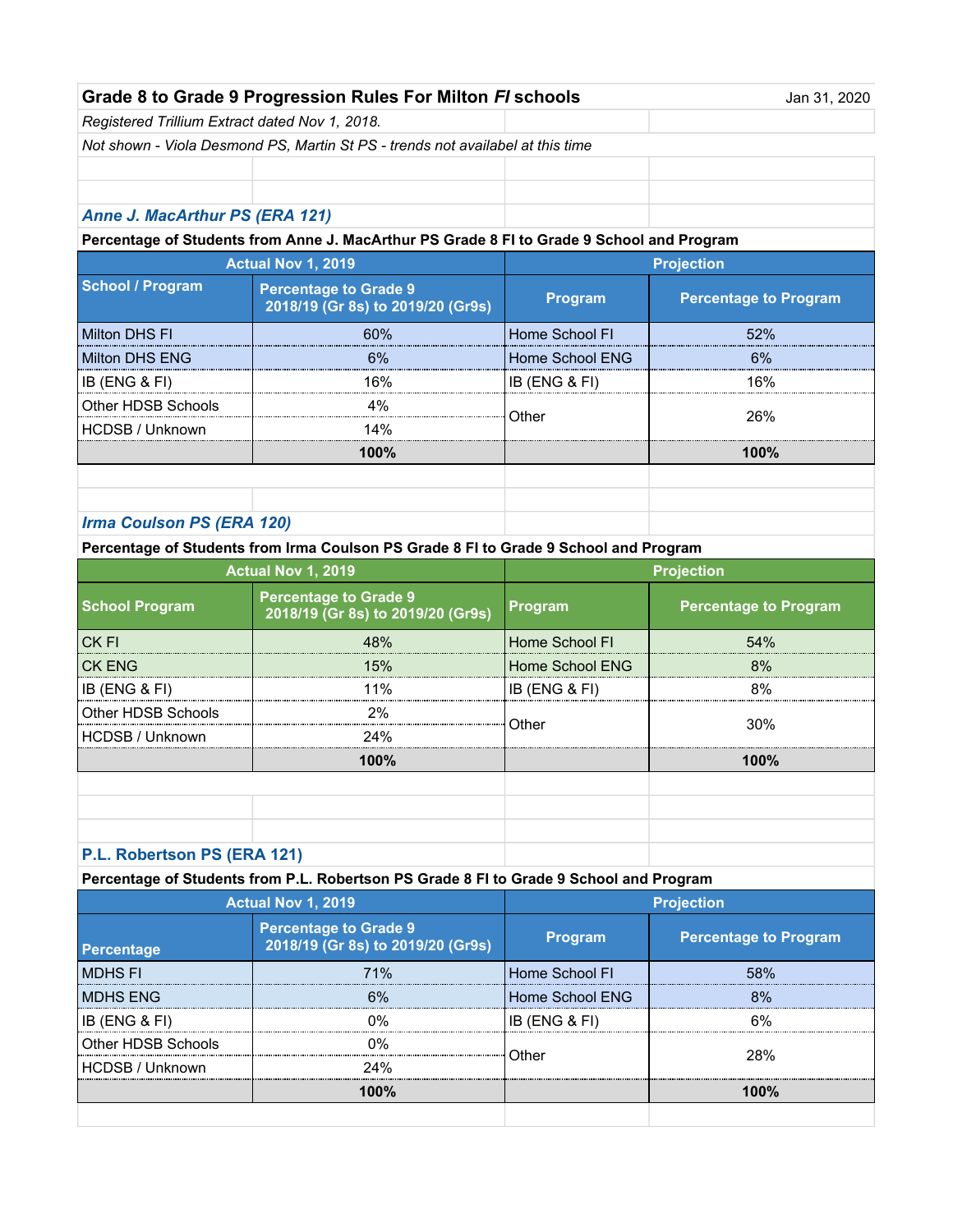# Grade 8 to Grade 9 Progression Rules For Milton *FI* schools

Jan 31, 2020

*Registered Trillium Extract dated Nov 1, 2018.*

*Not shown - Viola Desmond PS, Martin St PS - trends not availabel at this time*

## *Anne J. MacArthur PS (ERA 121)*

**Percentage of Students from Anne J. MacArthur PS Grade 8 FI to Grade 9 School and Program**

| Actual Nov 1, 2019 | | Projection | |
|---|---|---|---|
| **School / Program** | **Percentage to Grade 9 2018/19 (Gr 8s) to 2019/20 (Gr9s)** | **Program** | **Percentage to Program** |
| Milton DHS FI | 60% | Home School FI | 52% |
| Milton DHS ENG | 6% | Home School ENG | 6% |
| IB (ENG & FI) | 16% | IB (ENG & FI) | 16% |
| Other HDSB Schools | 4% | Other | 26% |
| HCDSB / Unknown | 14% | | |
| | **100%** | | **100%** |

## *Irma Coulson PS (ERA 120)*

**Percentage of Students from Irma Coulson PS Grade 8 FI to Grade 9 School and Program**

| Actual Nov 1, 2019 | | Projection | |
|---|---|---|---|
| **School Program** | **Percentage to Grade 9 2018/19 (Gr 8s) to 2019/20 (Gr9s)** | **Program** | **Percentage to Program** |
| CK FI | 48% | Home School FI | 54% |
| CK ENG | 15% | Home School ENG | 8% |
| IB (ENG & FI) | 11% | IB (ENG & FI) | 8% |
| Other HDSB Schools | 2% | Other | 30% |
| HCDSB / Unknown | 24% | | |
| | **100%** | | **100%** |

## P.L. Robertson PS (ERA 121)

**Percentage of Students from P.L. Robertson PS Grade 8 FI to Grade 9 School and Program**

| Actual Nov 1, 2019 | | Projection | |
|---|---|---|---|
| **Percentage** | **Percentage to Grade 9 2018/19 (Gr 8s) to 2019/20 (Gr9s)** | **Program** | **Percentage to Program** |
| MDHS FI | 71% | Home School FI | 58% |
| MDHS ENG | 6% | Home School ENG | 8% |
| IB (ENG & FI) | 0% | IB (ENG & FI) | 6% |
| Other HDSB Schools | 0% | Other | 28% |
| HCDSB / Unknown | 24% | | |
| | **100%** | | **100%** |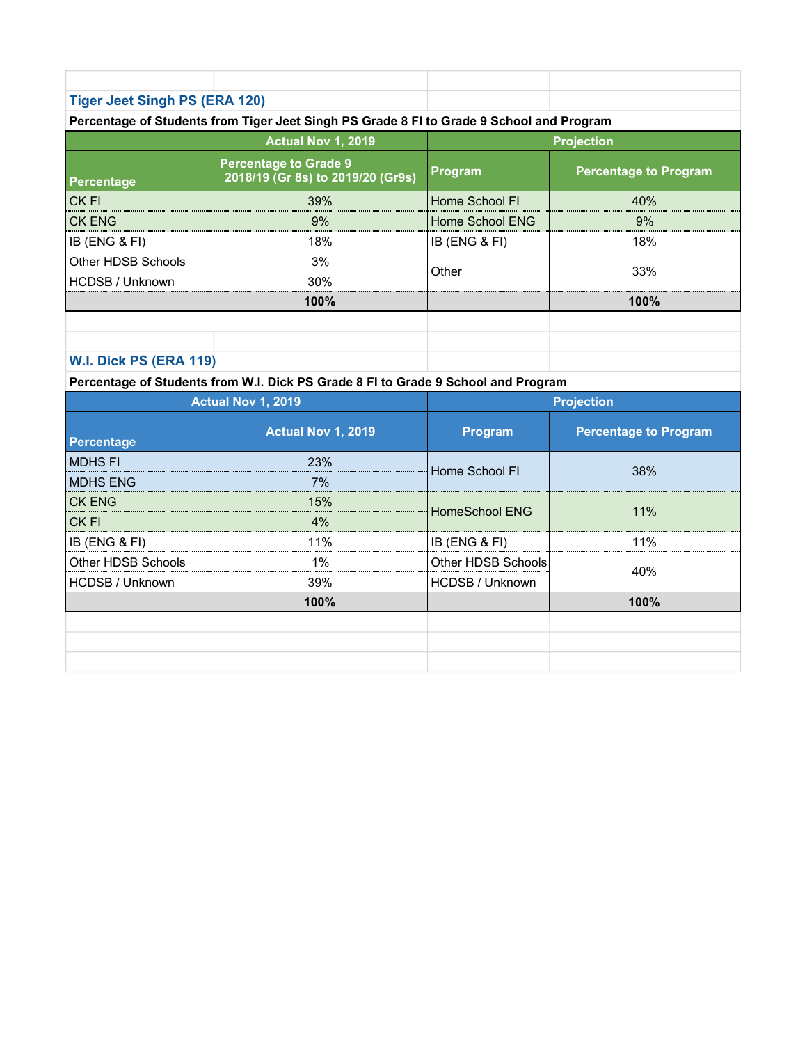## Tiger Jeet Singh PS (ERA 120)

**Percentage of Students from Tiger Jeet Singh PS Grade 8 FI to Grade 9 School and Program**

| | Actual Nov 1, 2019 | Projection | |
|---|---|---|---|
| Percentage | Percentage to Grade 9 2018/19 (Gr 8s) to 2019/20 (Gr9s) | Program | Percentage to Program |
| CK FI | 39% | Home School FI | 40% |
| CK ENG | 9% | Home School ENG | 9% |
| IB (ENG & FI) | 18% | IB (ENG & FI) | 18% |
| Other HDSB Schools | 3% | Other | 33% |
| HCDSB / Unknown | 30% | | |
| | **100%** | | **100%** |

## W.I. Dick PS (ERA 119)

**Percentage of Students from W.I. Dick PS Grade 8 FI to Grade 9 School and Program**

| Actual Nov 1, 2019 | | Projection | |
|---|---|---|---|
| Percentage | Actual Nov 1, 2019 | Program | Percentage to Program |
| MDHS FI | 23% | Home School FI | 38% |
| MDHS ENG | 7% | | |
| CK ENG | 15% | HomeSchool ENG | 11% |
| CK FI | 4% | | |
| IB (ENG & FI) | 11% | IB (ENG & FI) | 11% |
| Other HDSB Schools | 1% | Other HDSB Schools | 40% |
| HCDSB / Unknown | 39% | HCDSB / Unknown | |
| | **100%** | | **100%** |